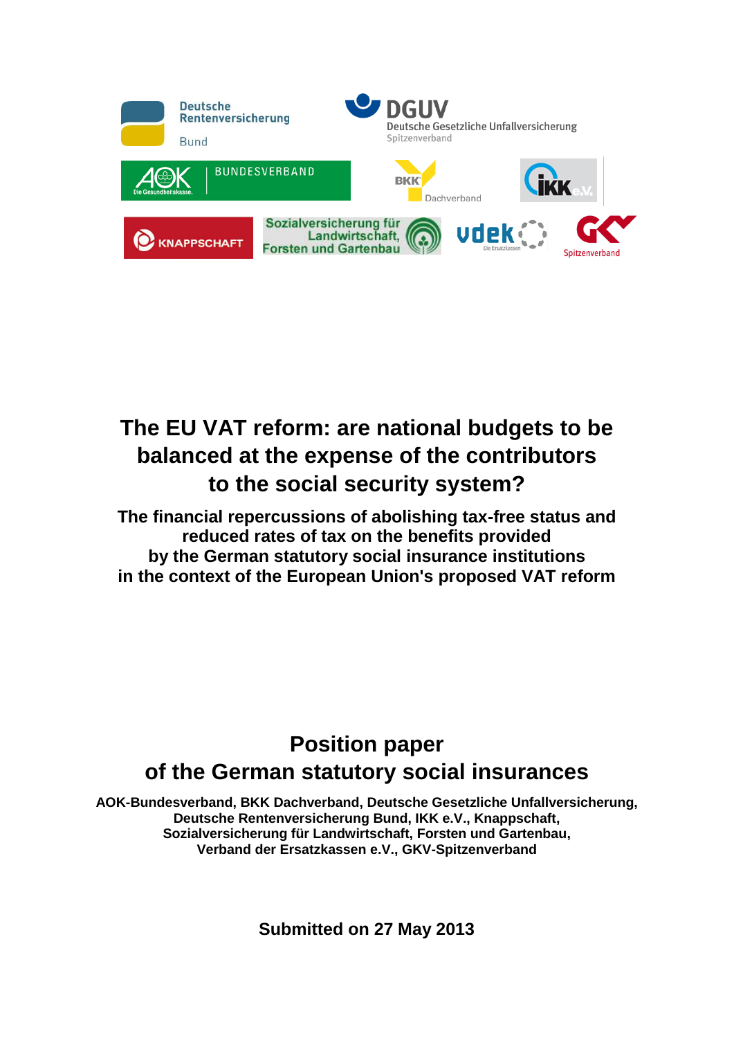# The EU VAT reform: are national budgets to be balanced at the expense of the contributors to the social security system?

**The financial repercussions of abolishing tax-free status and reduced rates of tax on the benefits provided by the German statutory social insurance institutions in the context of the European Union's proposed VAT reform**

## Position paper of the German statutory social insurances

**AOK-Bundesverband, BKK Dachverband, Deutsche Gesetzliche Unfallversicherung, Deutsche Rentenversicherung Bund, IKK e.V., Knappschaft, Sozialversicherung für Landwirtschaft, Forsten und Gartenbau, Verband der Ersatzkassen e.V., GKV-Spitzenverband**

**Submitted on 27 May 2013**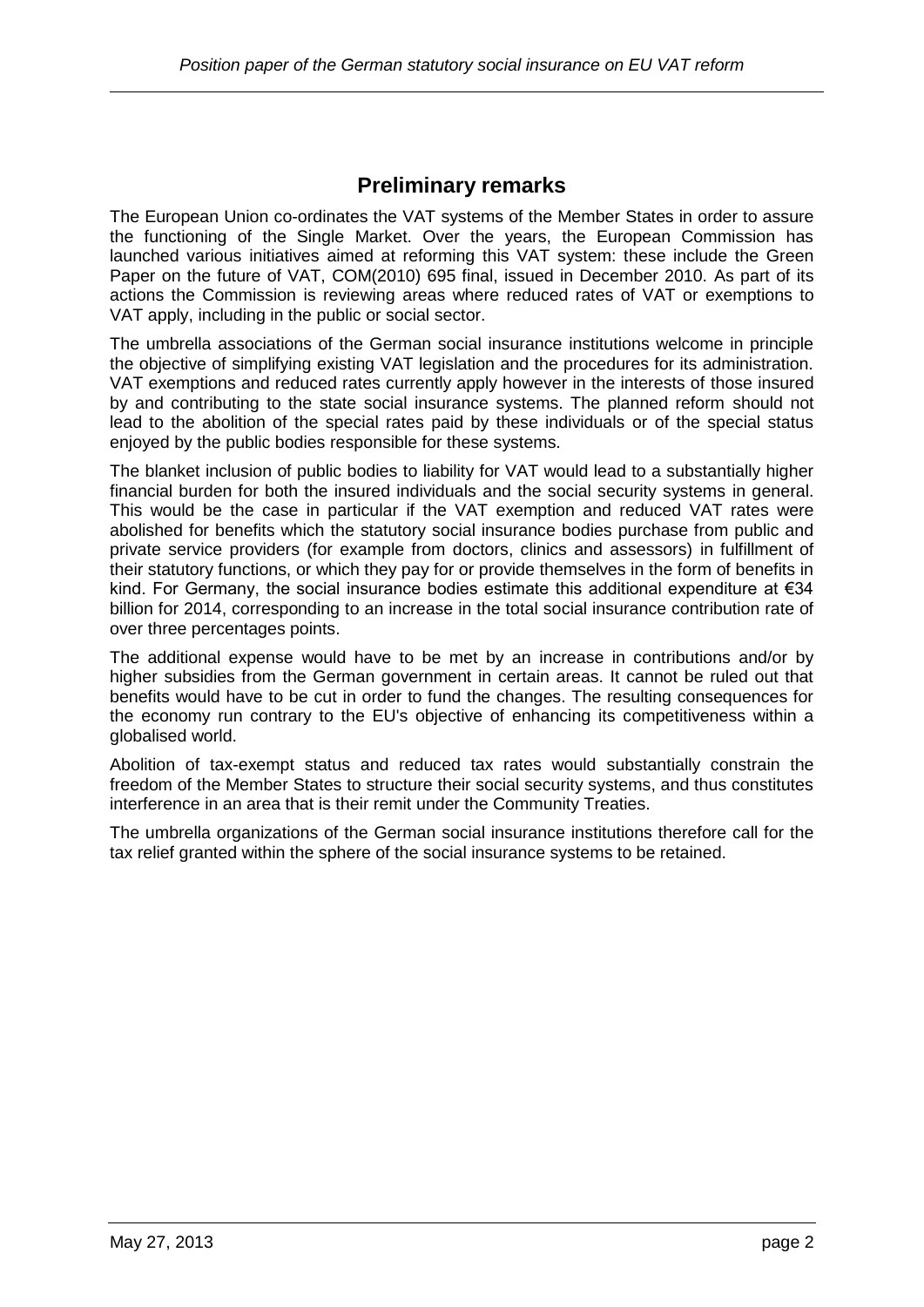## Preliminary remarks

The European Union co-ordinates the VAT systems of the Member States in order to assure the functioning of the Single Market. Over the years, the European Commission has launched various initiatives aimed at reforming this VAT system: these include the Green Paper on the future of VAT, COM(2010) 695 final, issued in December 2010. As part of its actions the Commission is reviewing areas where reduced rates of VAT or exemptions to VAT apply, including in the public or social sector.

The umbrella associations of the German social insurance institutions welcome in principle the objective of simplifying existing VAT legislation and the procedures for its administration. VAT exemptions and reduced rates currently apply however in the interests of those insured by and contributing to the state social insurance systems. The planned reform should not lead to the abolition of the special rates paid by these individuals or of the special status enjoyed by the public bodies responsible for these systems.

The blanket inclusion of public bodies to liability for VAT would lead to a substantially higher financial burden for both the insured individuals and the social security systems in general. This would be the case in particular if the VAT exemption and reduced VAT rates were abolished for benefits which the statutory social insurance bodies purchase from public and private service providers (for example from doctors, clinics and assessors) in fulfillment of their statutory functions, or which they pay for or provide themselves in the form of benefits in kind. For Germany, the social insurance bodies estimate this additional expenditure at €34 billion for 2014, corresponding to an increase in the total social insurance contribution rate of over three percentages points.

The additional expense would have to be met by an increase in contributions and/or by higher subsidies from the German government in certain areas. It cannot be ruled out that benefits would have to be cut in order to fund the changes. The resulting consequences for the economy run contrary to the EU's objective of enhancing its competitiveness within a globalised world.

Abolition of tax-exempt status and reduced tax rates would substantially constrain the freedom of the Member States to structure their social security systems, and thus constitutes interference in an area that is their remit under the Community Treaties.

The umbrella organizations of the German social insurance institutions therefore call for the tax relief granted within the sphere of the social insurance systems to be retained.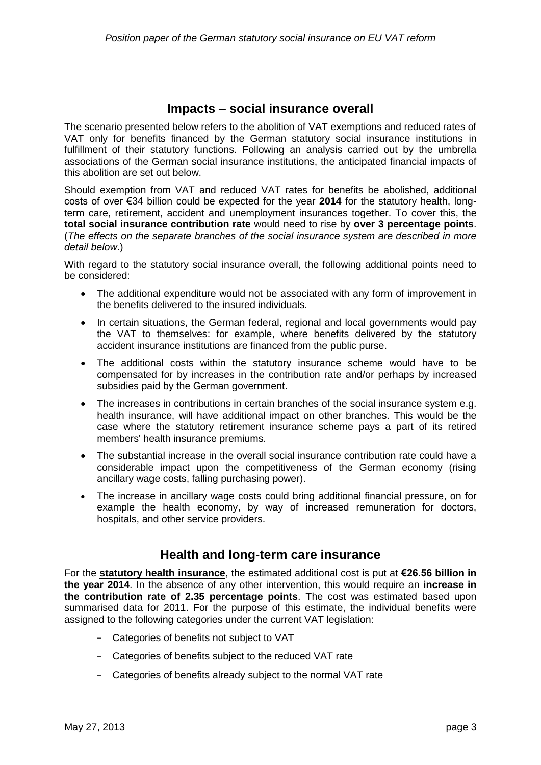## Impacts – social insurance overall

The scenario presented below refers to the abolition of VAT exemptions and reduced rates of VAT only for benefits financed by the German statutory social insurance institutions in fulfillment of their statutory functions. Following an analysis carried out by the umbrella associations of the German social insurance institutions, the anticipated financial impacts of this abolition are set out below.

Should exemption from VAT and reduced VAT rates for benefits be abolished, additional costs of over €34 billion could be expected for the year **2014** for the statutory health, long-term care, retirement, accident and unemployment insurances together. To cover this, the **total social insurance contribution rate** would need to rise by **over 3 percentage points**. (*The effects on the separate branches of the social insurance system are described in more detail below*.)

With regard to the statutory social insurance overall, the following additional points need to be considered:

- The additional expenditure would not be associated with any form of improvement in the benefits delivered to the insured individuals.
- In certain situations, the German federal, regional and local governments would pay the VAT to themselves: for example, where benefits delivered by the statutory accident insurance institutions are financed from the public purse.
- The additional costs within the statutory insurance scheme would have to be compensated for by increases in the contribution rate and/or perhaps by increased subsidies paid by the German government.
- The increases in contributions in certain branches of the social insurance system e.g. health insurance, will have additional impact on other branches. This would be the case where the statutory retirement insurance scheme pays a part of its retired members' health insurance premiums.
- The substantial increase in the overall social insurance contribution rate could have a considerable impact upon the competitiveness of the German economy (rising ancillary wage costs, falling purchasing power).
- The increase in ancillary wage costs could bring additional financial pressure, on for example the health economy, by way of increased remuneration for doctors, hospitals, and other service providers.

## Health and long-term care insurance

For the **statutory health insurance**, the estimated additional cost is put at **€26.56 billion in the year 2014**. In the absence of any other intervention, this would require an **increase in the contribution rate of 2.35 percentage points**. The cost was estimated based upon summarised data for 2011. For the purpose of this estimate, the individual benefits were assigned to the following categories under the current VAT legislation:

- Categories of benefits not subject to VAT
- Categories of benefits subject to the reduced VAT rate
- Categories of benefits already subject to the normal VAT rate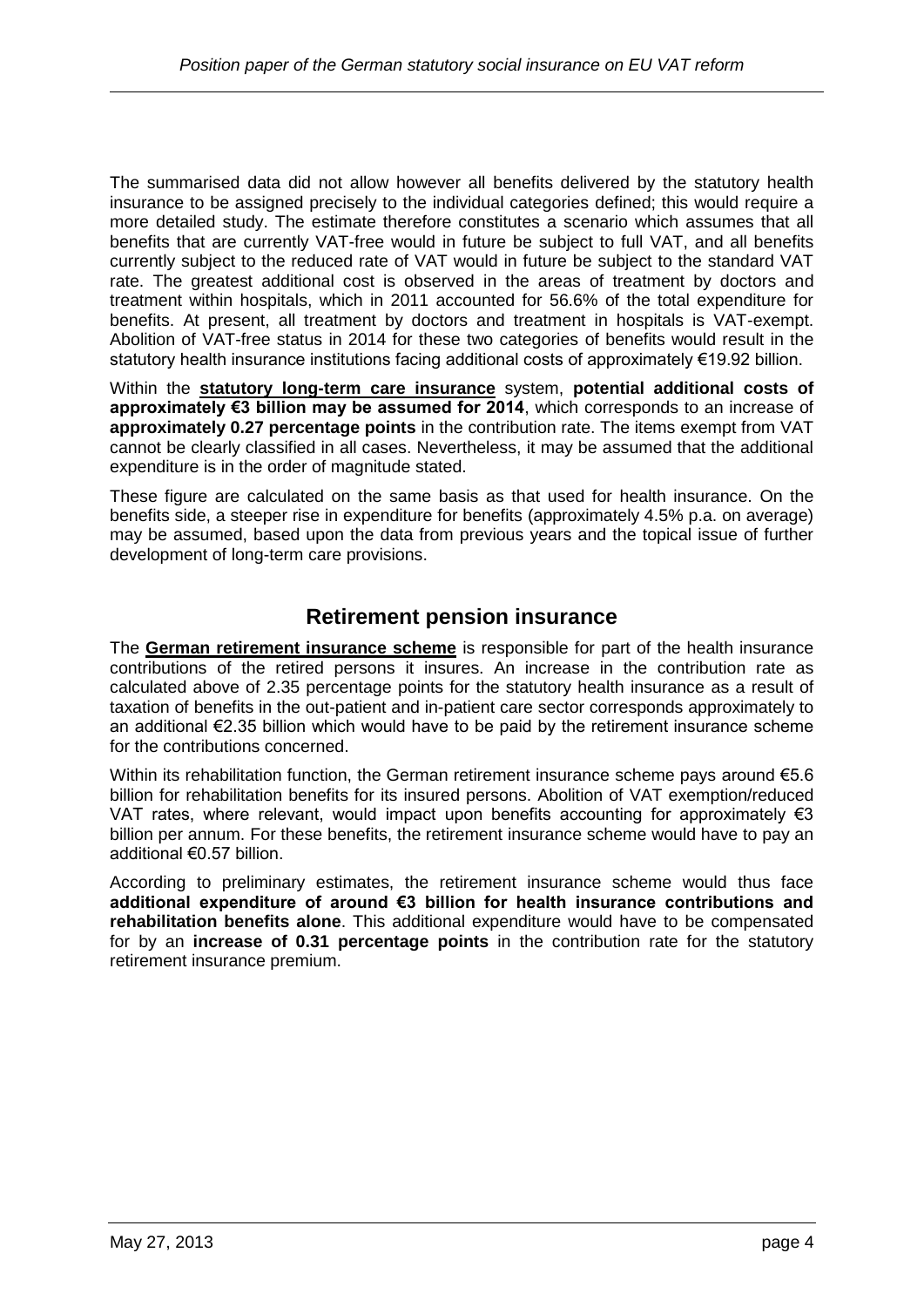The summarised data did not allow however all benefits delivered by the statutory health insurance to be assigned precisely to the individual categories defined; this would require a more detailed study. The estimate therefore constitutes a scenario which assumes that all benefits that are currently VAT-free would in future be subject to full VAT, and all benefits currently subject to the reduced rate of VAT would in future be subject to the standard VAT rate. The greatest additional cost is observed in the areas of treatment by doctors and treatment within hospitals, which in 2011 accounted for 56.6% of the total expenditure for benefits. At present, all treatment by doctors and treatment in hospitals is VAT-exempt. Abolition of VAT-free status in 2014 for these two categories of benefits would result in the statutory health insurance institutions facing additional costs of approximately €19.92 billion.

Within the **statutory long-term care insurance** system, **potential additional costs of approximately €3 billion may be assumed for 2014**, which corresponds to an increase of **approximately 0.27 percentage points** in the contribution rate. The items exempt from VAT cannot be clearly classified in all cases. Nevertheless, it may be assumed that the additional expenditure is in the order of magnitude stated.

These figure are calculated on the same basis as that used for health insurance. On the benefits side, a steeper rise in expenditure for benefits (approximately 4.5% p.a. on average) may be assumed, based upon the data from previous years and the topical issue of further development of long-term care provisions.

## Retirement pension insurance

The **German retirement insurance scheme** is responsible for part of the health insurance contributions of the retired persons it insures. An increase in the contribution rate as calculated above of 2.35 percentage points for the statutory health insurance as a result of taxation of benefits in the out-patient and in-patient care sector corresponds approximately to an additional €2.35 billion which would have to be paid by the retirement insurance scheme for the contributions concerned.

Within its rehabilitation function, the German retirement insurance scheme pays around €5.6 billion for rehabilitation benefits for its insured persons. Abolition of VAT exemption/reduced VAT rates, where relevant, would impact upon benefits accounting for approximately €3 billion per annum. For these benefits, the retirement insurance scheme would have to pay an additional €0.57 billion.

According to preliminary estimates, the retirement insurance scheme would thus face **additional expenditure of around €3 billion for health insurance contributions and rehabilitation benefits alone**. This additional expenditure would have to be compensated for by an **increase of 0.31 percentage points** in the contribution rate for the statutory retirement insurance premium.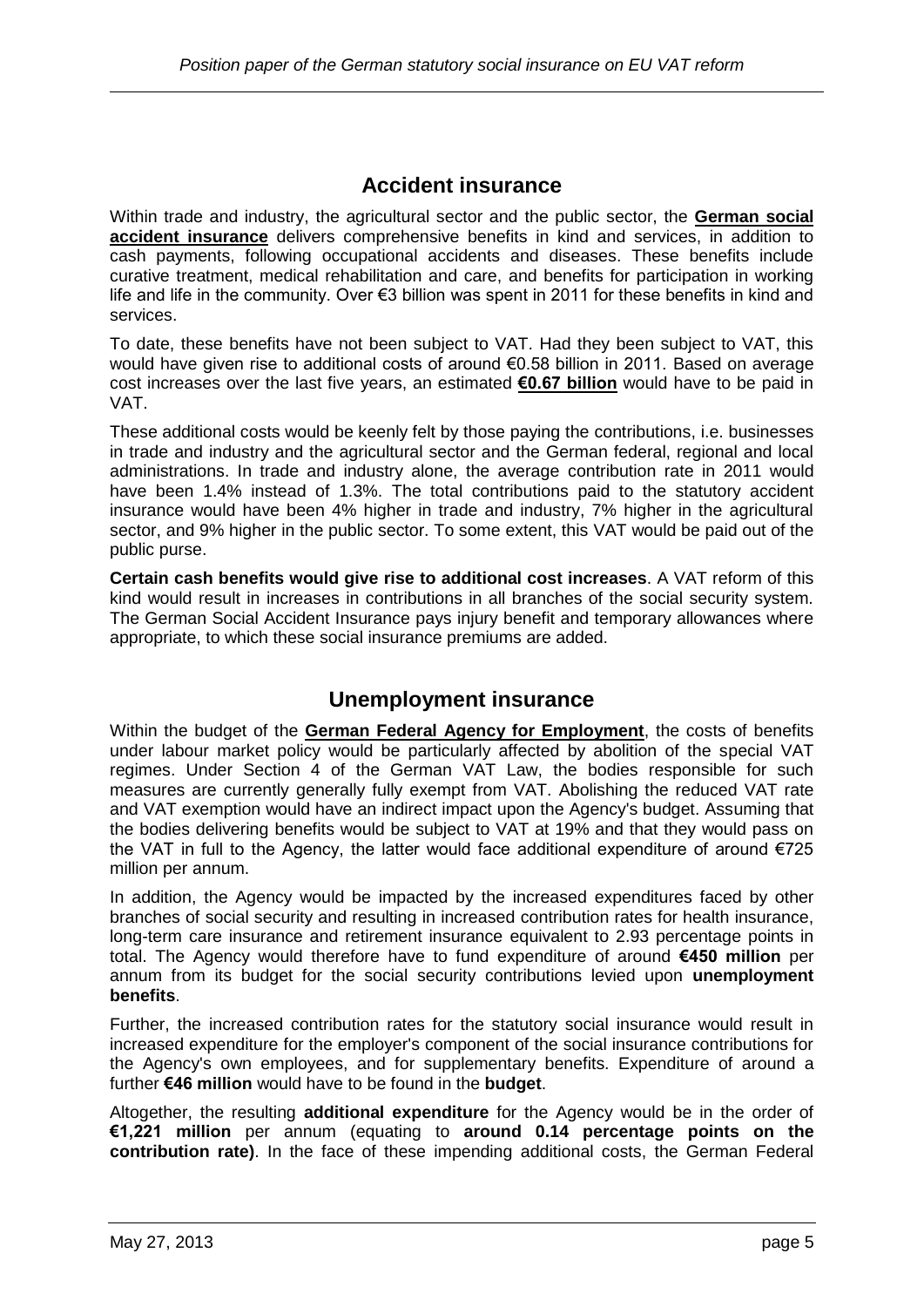## Accident insurance

Within trade and industry, the agricultural sector and the public sector, the **German social accident insurance** delivers comprehensive benefits in kind and services, in addition to cash payments, following occupational accidents and diseases. These benefits include curative treatment, medical rehabilitation and care, and benefits for participation in working life and life in the community. Over €3 billion was spent in 2011 for these benefits in kind and services.

To date, these benefits have not been subject to VAT. Had they been subject to VAT, this would have given rise to additional costs of around €0.58 billion in 2011. Based on average cost increases over the last five years, an estimated **€0.67 billion** would have to be paid in VAT.

These additional costs would be keenly felt by those paying the contributions, i.e. businesses in trade and industry and the agricultural sector and the German federal, regional and local administrations. In trade and industry alone, the average contribution rate in 2011 would have been 1.4% instead of 1.3%. The total contributions paid to the statutory accident insurance would have been 4% higher in trade and industry, 7% higher in the agricultural sector, and 9% higher in the public sector. To some extent, this VAT would be paid out of the public purse.

**Certain cash benefits would give rise to additional cost increases**. A VAT reform of this kind would result in increases in contributions in all branches of the social security system. The German Social Accident Insurance pays injury benefit and temporary allowances where appropriate, to which these social insurance premiums are added.

## Unemployment insurance

Within the budget of the **German Federal Agency for Employment**, the costs of benefits under labour market policy would be particularly affected by abolition of the special VAT regimes. Under Section 4 of the German VAT Law, the bodies responsible for such measures are currently generally fully exempt from VAT. Abolishing the reduced VAT rate and VAT exemption would have an indirect impact upon the Agency's budget. Assuming that the bodies delivering benefits would be subject to VAT at 19% and that they would pass on the VAT in full to the Agency, the latter would face additional expenditure of around €725 million per annum.

In addition, the Agency would be impacted by the increased expenditures faced by other branches of social security and resulting in increased contribution rates for health insurance, long-term care insurance and retirement insurance equivalent to 2.93 percentage points in total. The Agency would therefore have to fund expenditure of around **€450 million** per annum from its budget for the social security contributions levied upon **unemployment benefits**.

Further, the increased contribution rates for the statutory social insurance would result in increased expenditure for the employer's component of the social insurance contributions for the Agency's own employees, and for supplementary benefits. Expenditure of around a further **€46 million** would have to be found in the **budget**.

Altogether, the resulting **additional expenditure** for the Agency would be in the order of **€1,221 million** per annum (equating to **around 0.14 percentage points on the contribution rate)**. In the face of these impending additional costs, the German Federal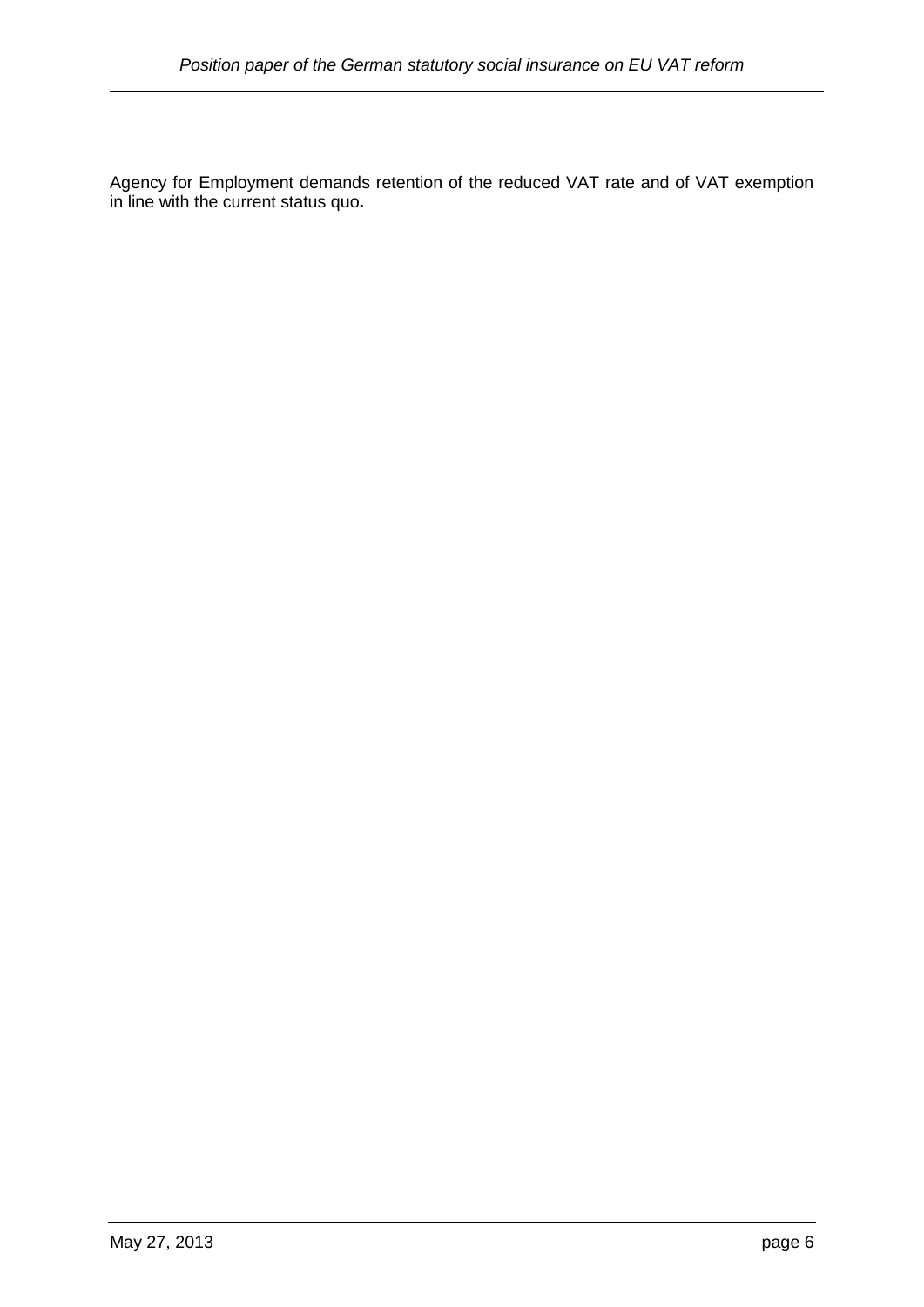Agency for Employment demands retention of the reduced VAT rate and of VAT exemption in line with the current status quo.